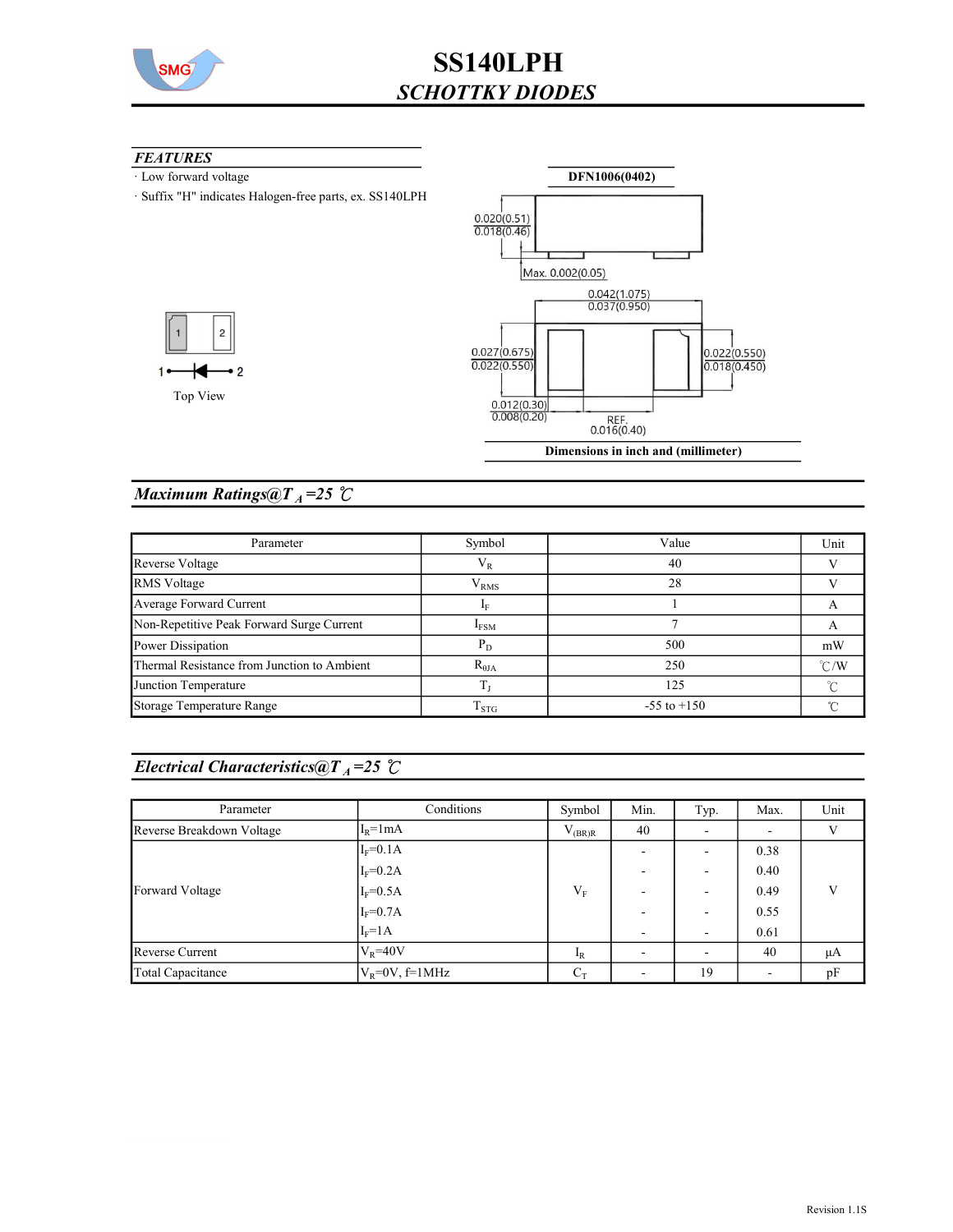# SS140LPH

## *SCHOTTKY DIODES*

### *FEATURES*

- Low forward voltage
- Suffix "H" indicates Halogen-free parts, ex. SS140LPH

**DFN1006(0402)**

0.020(0.51)
0.018(0.46)

Max. 0.002(0.05)

0.042(1.075)
0.037(0.950)

0.027(0.675)
0.022(0.550)

0.022(0.550)
0.018(0.450)

0.012(0.30)
0.008(0.20)

REF.
0.016(0.40)

**Dimensions in inch and (millimeter)**

1 2

Top View

### *Maximum Ratings@T$_A$=25 ℃*

| Parameter | Symbol | Value | Unit |
|---|---|---|---|
| Reverse Voltage | $V_R$ | 40 | V |
| RMS Voltage | $V_{RMS}$ | 28 | V |
| Average Forward Current | $I_F$ | 1 | A |
| Non-Repetitive Peak Forward Surge Current | $I_{FSM}$ | 7 | A |
| Power Dissipation | $P_D$ | 500 | mW |
| Thermal Resistance from Junction to Ambient | $R_{\theta JA}$ | 250 | ℃/W |
| Junction Temperature | $T_J$ | 125 | ℃ |
| Storage Temperature Range | $T_{STG}$ | -55 to +150 | ℃ |

### *Electrical Characteristics@T$_A$=25 ℃*

| Parameter | Conditions | Symbol | Min. | Typ. | Max. | Unit |
|---|---|---|---|---|---|---|
| Reverse Breakdown Voltage | $I_R$=1mA | $V_{(BR)R}$ | 40 | - | - | V |
| Forward Voltage | $I_F$=0.1A | $V_F$ | - | - | 0.38 | V |
| | $I_F$=0.2A | | - | - | 0.40 | |
| | $I_F$=0.5A | | - | - | 0.49 | |
| | $I_F$=0.7A | | - | - | 0.55 | |
| | $I_F$=1A | | - | - | 0.61 | |
| Reverse Current | $V_R$=40V | $I_R$ | - | - | 40 | µA |
| Total Capacitance | $V_R$=0V, f=1MHz | $C_T$ | - | 19 | - | pF |

Revision 1.1S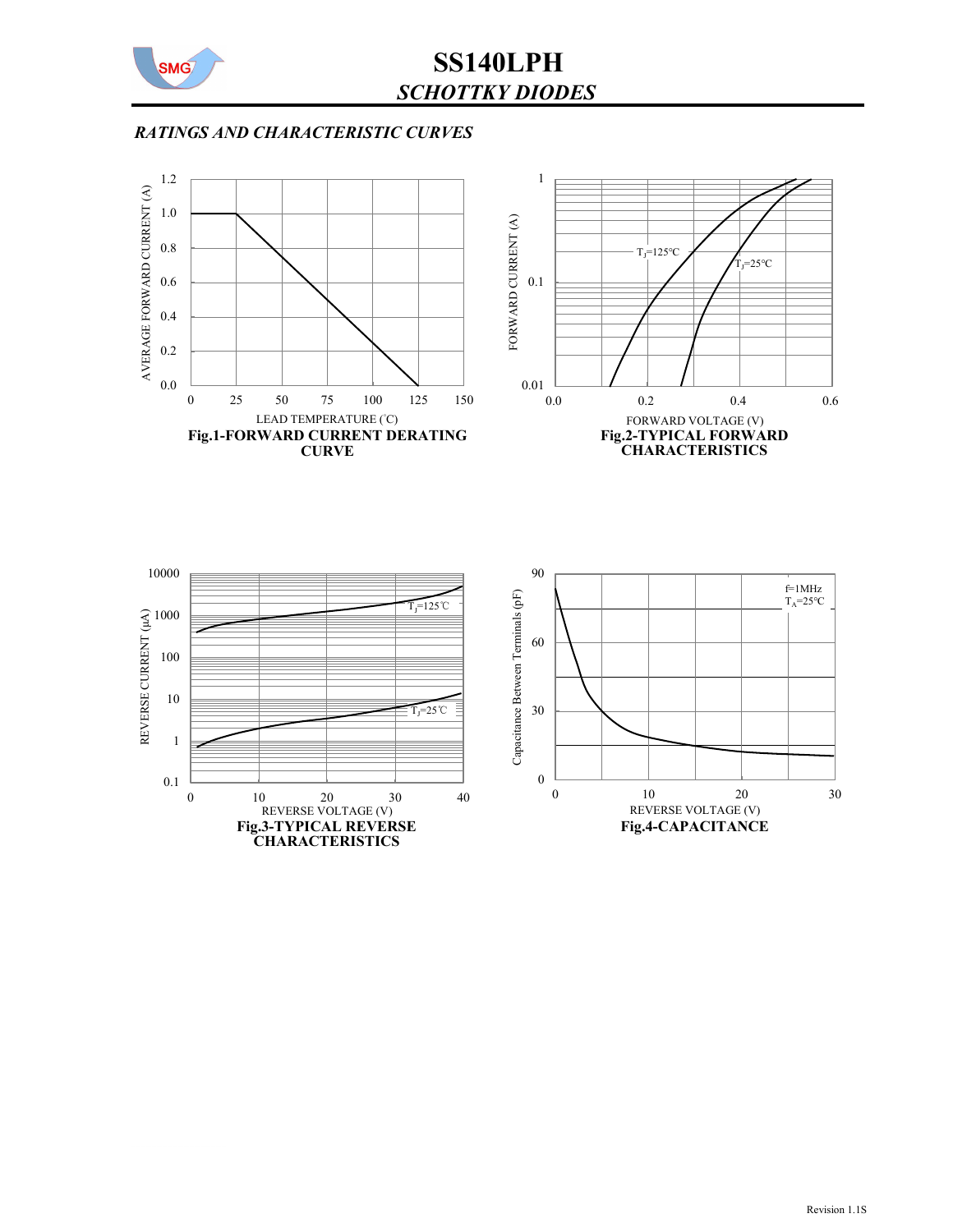## RATINGS AND CHARACTERISTIC CURVES

**Fig.1-FORWARD CURRENT DERATING CURVE**

**Fig.2-TYPICAL FORWARD CHARACTERISTICS**

**Fig.3-TYPICAL REVERSE CHARACTERISTICS**

**Fig.4-CAPACITANCE**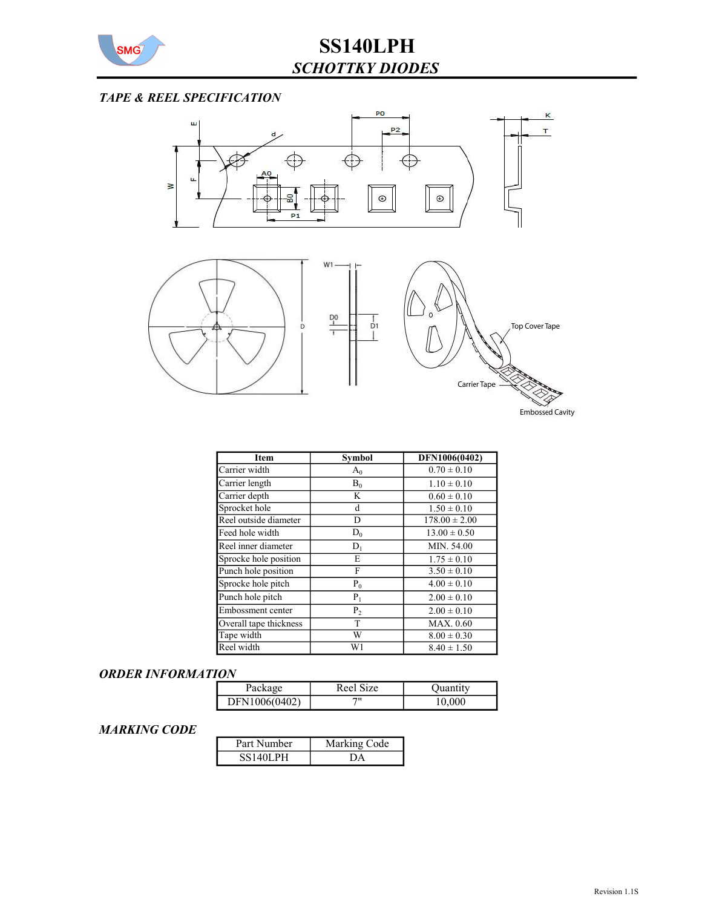# SS140LPH

## *SCHOTTKY DIODES*

### *TAPE & REEL SPECIFICATION*

| Item | Symbol | DFN1006(0402) |
|---|---|---|
| Carrier width | $A_0$ | 0.70 ± 0.10 |
| Carrier length | $B_0$ | 1.10 ± 0.10 |
| Carrier depth | K | 0.60 ± 0.10 |
| Sprocket hole | d | 1.50 ± 0.10 |
| Reel outside diameter | D | 178.00 ± 2.00 |
| Feed hole width | $D_0$ | 13.00 ± 0.50 |
| Reel inner diameter | $D_1$ | MIN. 54.00 |
| Sprocke hole position | E | 1.75 ± 0.10 |
| Punch hole position | F | 3.50 ± 0.10 |
| Sprocke hole pitch | $P_0$ | 4.00 ± 0.10 |
| Punch hole pitch | $P_1$ | 2.00 ± 0.10 |
| Embossment center | $P_2$ | 2.00 ± 0.10 |
| Overall tape thickness | T | MAX. 0.60 |
| Tape width | W | 8.00 ± 0.30 |
| Reel width | W1 | 8.40 ± 1.50 |

### *ORDER INFORMATION*

| Package | Reel Size | Quantity |
|---|---|---|
| DFN1006(0402) | 7" | 10,000 |

### *MARKING CODE*

| Part Number | Marking Code |
|---|---|
| SS140LPH | DA |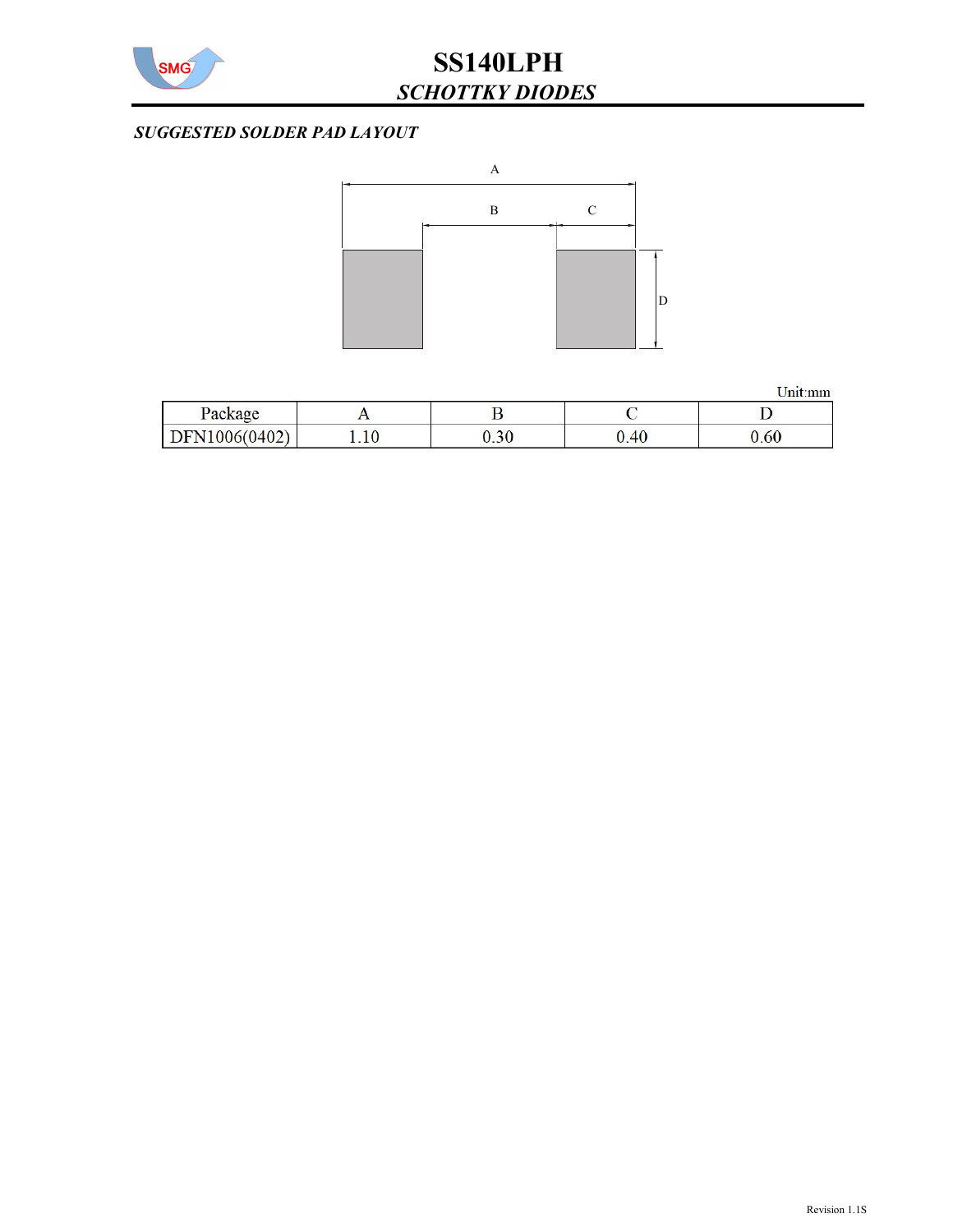### SUGGESTED SOLDER PAD LAYOUT

A

B

C

D

Unit:mm

| Package | A | B | C | D |
| --- | --- | --- | --- | --- |
| DFN1006(0402) | 1.10 | 0.30 | 0.40 | 0.60 |